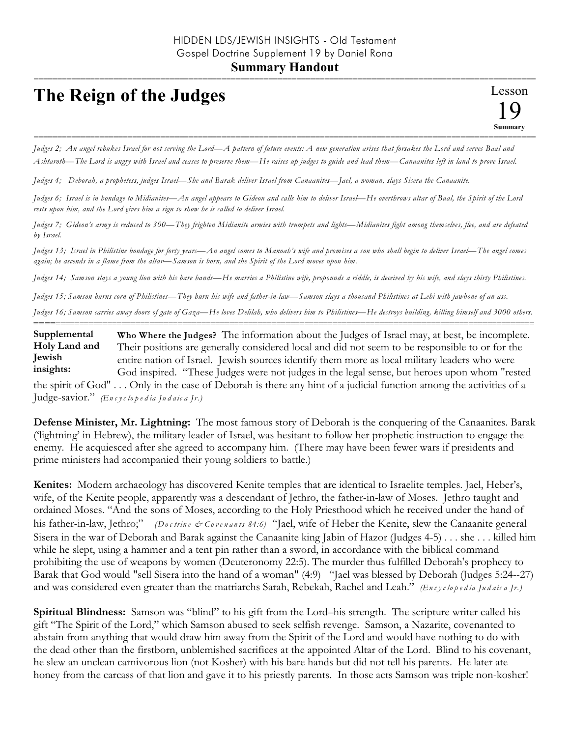HIDDEN LDS/JEWISH INSIGHTS - Old Testament
Gospel Doctrine Supplement 19 by Daniel Rona

**Summary Handout**

# The Reign of the Judges

Lesson 19 **Summary**

*Judges 2; An angel rebukes Israel for not serving the Lord—A pattern of future events: A new generation arises that forsakes the Lord and serves Baal and Ashtaroth—The Lord is angry with Israel and ceases to preserve them—He raises up judges to guide and lead them—Canaanites left in land to prove Israel.*

*Judges 4; Deborah, a prophetess, judges Israel—She and Barak deliver Israel from Canaanites—Jael, a woman, slays Sisera the Canaanite.*

*Judges 6; Israel is in bondage to Midianites—An angel appears to Gideon and calls him to deliver Israel—He overthrows altar of Baal, the Spirit of the Lord rests upon him, and the Lord gives him a sign to show he is called to deliver Israel.*

*Judges 7; Gideon's army is reduced to 300—They frighten Midianite armies with trumpets and lights—Midianites fight among themselves, flee, and are defeated by Israel.*

*Judges 13; Israel in Philistine bondage for forty years—An angel comes to Manoah's wife and promises a son who shall begin to deliver Israel—The angel comes again; he ascends in a flame from the altar—Samson is born, and the Spirit of the Lord moves upon him.*

*Judges 14; Samson slays a young lion with his bare hands—He marries a Philistine wife, propounds a riddle, is deceived by his wife, and slays thirty Philistines.*

*Judges 15; Samson burns corn of Philistines—They burn his wife and father-in-law—Samson slays a thousand Philistines at Lehi with jawbone of an ass.*

*Judges 16; Samson carries away doors of gate of Gaza—He loves Delilah, who delivers him to Philistines—He destroys building, killing himself and 3000 others.*

---

**Supplemental Holy Land and Jewish insights:** **Who Where the Judges?** The information about the Judges of Israel may, at best, be incomplete. Their positions are generally considered local and did not seem to be responsible to or for the entire nation of Israel. Jewish sources identify them more as local military leaders who were God inspired. "These Judges were not judges in the legal sense, but heroes upon whom "rested the spirit of God" . . . Only in the case of Deborah is there any hint of a judicial function among the activities of a Judge-savior." *(Encyclopedia Judaica Jr.)*

**Defense Minister, Mr. Lightning:** The most famous story of Deborah is the conquering of the Canaanites. Barak ('lightning' in Hebrew), the military leader of Israel, was hesitant to follow her prophetic instruction to engage the enemy. He acquiesced after she agreed to accompany him. (There may have been fewer wars if presidents and prime ministers had accompanied their young soldiers to battle.)

**Kenites:** Modern archaeology has discovered Kenite temples that are identical to Israelite temples. Jael, Heber's, wife, of the Kenite people, apparently was a descendant of Jethro, the father-in-law of Moses. Jethro taught and ordained Moses. "And the sons of Moses, according to the Holy Priesthood which he received under the hand of his father-in-law, Jethro;" *(Doctrine & Covenants 84:6)* "Jael, wife of Heber the Kenite, slew the Canaanite general Sisera in the war of Deborah and Barak against the Canaanite king Jabin of Hazor (Judges 4-5) . . . she . . . killed him while he slept, using a hammer and a tent pin rather than a sword, in accordance with the biblical command prohibiting the use of weapons by women (Deuteronomy 22:5). The murder thus fulfilled Deborah's prophecy to Barak that God would "sell Sisera into the hand of a woman" (4:9) "Jael was blessed by Deborah (Judges 5:24--27) and was considered even greater than the matriarchs Sarah, Rebekah, Rachel and Leah." *(Encyclopedia Judaica Jr.)*

**Spiritual Blindness:** Samson was "blind" to his gift from the Lord–his strength. The scripture writer called his gift "The Spirit of the Lord," which Samson abused to seek selfish revenge. Samson, a Nazarite, covenanted to abstain from anything that would draw him away from the Spirit of the Lord and would have nothing to do with the dead other than the firstborn, unblemished sacrifices at the appointed Altar of the Lord. Blind to his covenant, he slew an unclean carnivorous lion (not Kosher) with his bare hands but did not tell his parents. He later ate honey from the carcass of that lion and gave it to his priestly parents. In those acts Samson was triple non-kosher!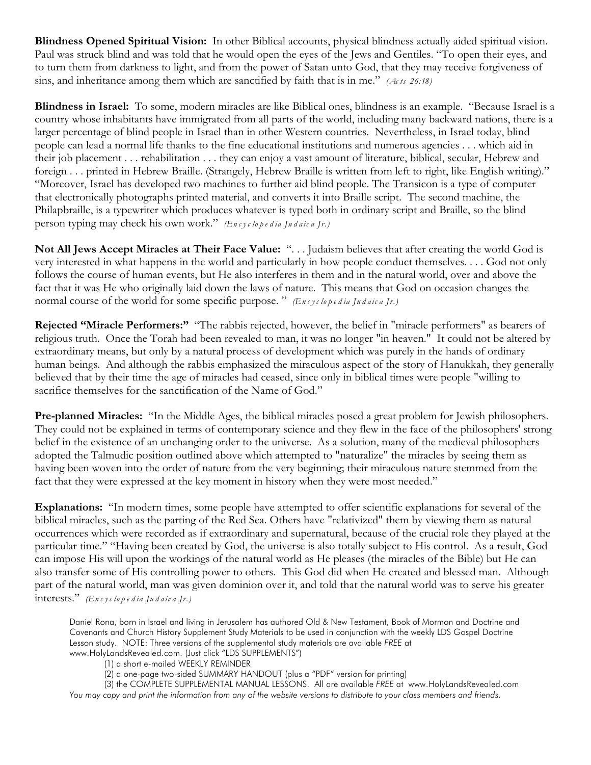**Blindness Opened Spiritual Vision:** In other Biblical accounts, physical blindness actually aided spiritual vision. Paul was struck blind and was told that he would open the eyes of the Jews and Gentiles. "To open their eyes, and to turn them from darkness to light, and from the power of Satan unto God, that they may receive forgiveness of sins, and inheritance among them which are sanctified by faith that is in me." *(Acts 26:18)*

**Blindness in Israel:** To some, modern miracles are like Biblical ones, blindness is an example. "Because Israel is a country whose inhabitants have immigrated from all parts of the world, including many backward nations, there is a larger percentage of blind people in Israel than in other Western countries. Nevertheless, in Israel today, blind people can lead a normal life thanks to the fine educational institutions and numerous agencies . . . which aid in their job placement . . . rehabilitation . . . they can enjoy a vast amount of literature, biblical, secular, Hebrew and foreign . . . printed in Hebrew Braille. (Strangely, Hebrew Braille is written from left to right, like English writing)." "Moreover, Israel has developed two machines to further aid blind people. The Transicon is a type of computer that electronically photographs printed material, and converts it into Braille script. The second machine, the Philapbraille, is a typewriter which produces whatever is typed both in ordinary script and Braille, so the blind person typing may check his own work." *(Encyclopedia Judaica Jr.)*

**Not All Jews Accept Miracles at Their Face Value:** ". . . Judaism believes that after creating the world God is very interested in what happens in the world and particularly in how people conduct themselves. . . . God not only follows the course of human events, but He also interferes in them and in the natural world, over and above the fact that it was He who originally laid down the laws of nature. This means that God on occasion changes the normal course of the world for some specific purpose. " *(Encyclopedia Judaica Jr.)*

**Rejected "Miracle Performers:"** "The rabbis rejected, however, the belief in "miracle performers" as bearers of religious truth. Once the Torah had been revealed to man, it was no longer "in heaven." It could not be altered by extraordinary means, but only by a natural process of development which was purely in the hands of ordinary human beings. And although the rabbis emphasized the miraculous aspect of the story of Hanukkah, they generally believed that by their time the age of miracles had ceased, since only in biblical times were people "willing to sacrifice themselves for the sanctification of the Name of God."

**Pre-planned Miracles:** "In the Middle Ages, the biblical miracles posed a great problem for Jewish philosophers. They could not be explained in terms of contemporary science and they flew in the face of the philosophers' strong belief in the existence of an unchanging order to the universe. As a solution, many of the medieval philosophers adopted the Talmudic position outlined above which attempted to "naturalize" the miracles by seeing them as having been woven into the order of nature from the very beginning; their miraculous nature stemmed from the fact that they were expressed at the key moment in history when they were most needed."

**Explanations:** "In modern times, some people have attempted to offer scientific explanations for several of the biblical miracles, such as the parting of the Red Sea. Others have "relativized" them by viewing them as natural occurrences which were recorded as if extraordinary and supernatural, because of the crucial role they played at the particular time." "Having been created by God, the universe is also totally subject to His control. As a result, God can impose His will upon the workings of the natural world as He pleases (the miracles of the Bible) but He can also transfer some of His controlling power to others. This God did when He created and blessed man. Although part of the natural world, man was given dominion over it, and told that the natural world was to serve his greater interests." *(Encyclopedia Judaica Jr.)*

Daniel Rona, born in Israel and living in Jerusalem has authored Old & New Testament, Book of Mormon and Doctrine and Covenants and Church History Supplement Study Materials to be used in conjunction with the weekly LDS Gospel Doctrine Lesson study. NOTE: Three versions of the supplemental study materials are available *FREE* at www.HolyLandsRevealed.com. (Just click "LDS SUPPLEMENTS")

(1) a short e-mailed WEEKLY REMINDER
(2) a one-page two-sided SUMMARY HANDOUT (plus a "PDF" version for printing)
(3) the COMPLETE SUPPLEMENTAL MANUAL LESSONS. All are available *FREE* at www.HolyLandsRevealed.com

*You may copy and print the information from any of the website versions to distribute to your class members and friends.*